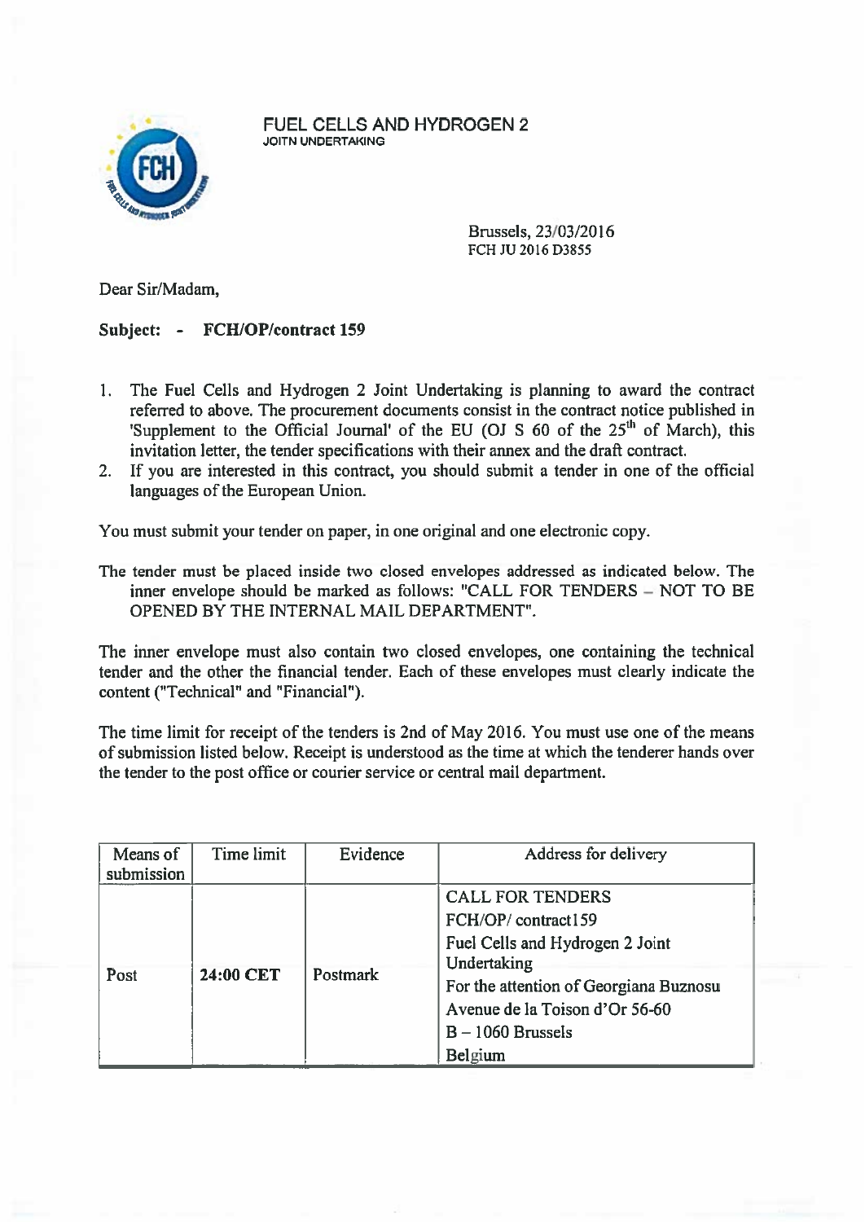FUEL CELLS AND HYDROGEN 2
JOITN UNDERTAKING

Brussels, 23/03/2016
FCH JU 2016 D3855

Dear Sir/Madam,

**Subject: - FCH/OP/contract 159**

1. The Fuel Cells and Hydrogen 2 Joint Undertaking is planning to award the contract referred to above. The procurement documents consist in the contract notice published in 'Supplement to the Official Journal' of the EU (OJ S 60 of the 25th of March), this invitation letter, the tender specifications with their annex and the draft contract.
2. If you are interested in this contract, you should submit a tender in one of the official languages of the European Union.

You must submit your tender on paper, in one original and one electronic copy.

The tender must be placed inside two closed envelopes addressed as indicated below. The inner envelope should be marked as follows: "CALL FOR TENDERS – NOT TO BE OPENED BY THE INTERNAL MAIL DEPARTMENT".

The inner envelope must also contain two closed envelopes, one containing the technical tender and the other the financial tender. Each of these envelopes must clearly indicate the content ("Technical" and "Financial").

The time limit for receipt of the tenders is 2nd of May 2016. You must use one of the means of submission listed below. Receipt is understood as the time at which the tenderer hands over the tender to the post office or courier service or central mail department.

| Means of submission | Time limit | Evidence | Address for delivery |
|---|---|---|---|
| Post | **24:00 CET** | Postmark | CALL FOR TENDERS<br>FCH/OP/ contract159<br>Fuel Cells and Hydrogen 2 Joint Undertaking<br>For the attention of Georgiana Buznosu<br>Avenue de la Toison d'Or 56-60<br>B – 1060 Brussels<br>Belgium |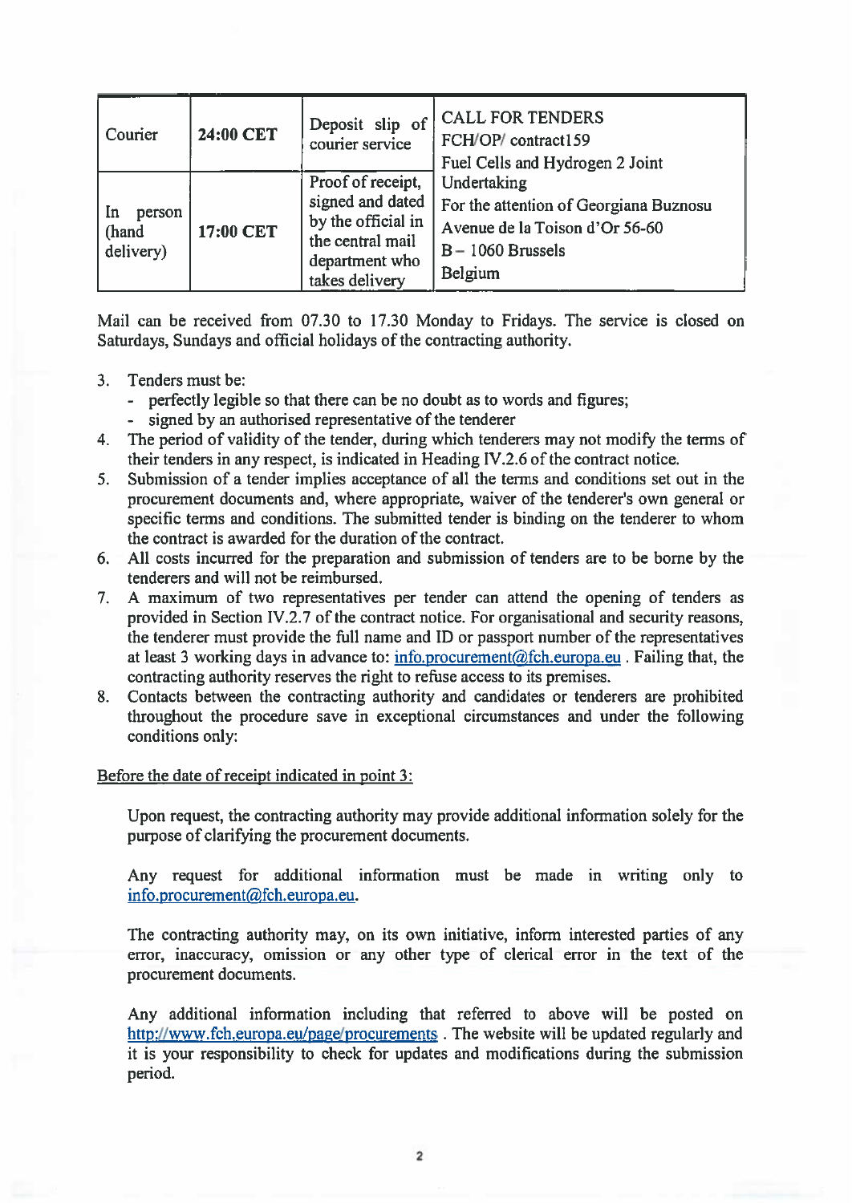| Courier | 24:00 CET | Deposit slip of courier service | CALL FOR TENDERS<br>FCH/OP/ contract159<br>Fuel Cells and Hydrogen 2 Joint Undertaking<br>For the attention of Georgiana Buznosu<br>Avenue de la Toison d'Or 56-60<br>B – 1060 Brussels<br>Belgium |
|---|---|---|---|
| In person (hand delivery) | 17:00 CET | Proof of receipt, signed and dated by the official in the central mail department who takes delivery | |

Mail can be received from 07.30 to 17.30 Monday to Fridays. The service is closed on Saturdays, Sundays and official holidays of the contracting authority.

3. Tenders must be:
   - perfectly legible so that there can be no doubt as to words and figures;
   - signed by an authorised representative of the tenderer
4. The period of validity of the tender, during which tenderers may not modify the terms of their tenders in any respect, is indicated in Heading IV.2.6 of the contract notice.
5. Submission of a tender implies acceptance of all the terms and conditions set out in the procurement documents and, where appropriate, waiver of the tenderer's own general or specific terms and conditions. The submitted tender is binding on the tenderer to whom the contract is awarded for the duration of the contract.
6. All costs incurred for the preparation and submission of tenders are to be borne by the tenderers and will not be reimbursed.
7. A maximum of two representatives per tender can attend the opening of tenders as provided in Section IV.2.7 of the contract notice. For organisational and security reasons, the tenderer must provide the full name and ID or passport number of the representatives at least 3 working days in advance to: info.procurement@fch.europa.eu . Failing that, the contracting authority reserves the right to refuse access to its premises.
8. Contacts between the contracting authority and candidates or tenderers are prohibited throughout the procedure save in exceptional circumstances and under the following conditions only:

Before the date of receipt indicated in point 3:

Upon request, the contracting authority may provide additional information solely for the purpose of clarifying the procurement documents.

Any request for additional information must be made in writing only to info.procurement@fch.europa.eu.

The contracting authority may, on its own initiative, inform interested parties of any error, inaccuracy, omission or any other type of clerical error in the text of the procurement documents.

Any additional information including that referred to above will be posted on http://www.fch.europa.eu/page/procurements . The website will be updated regularly and it is your responsibility to check for updates and modifications during the submission period.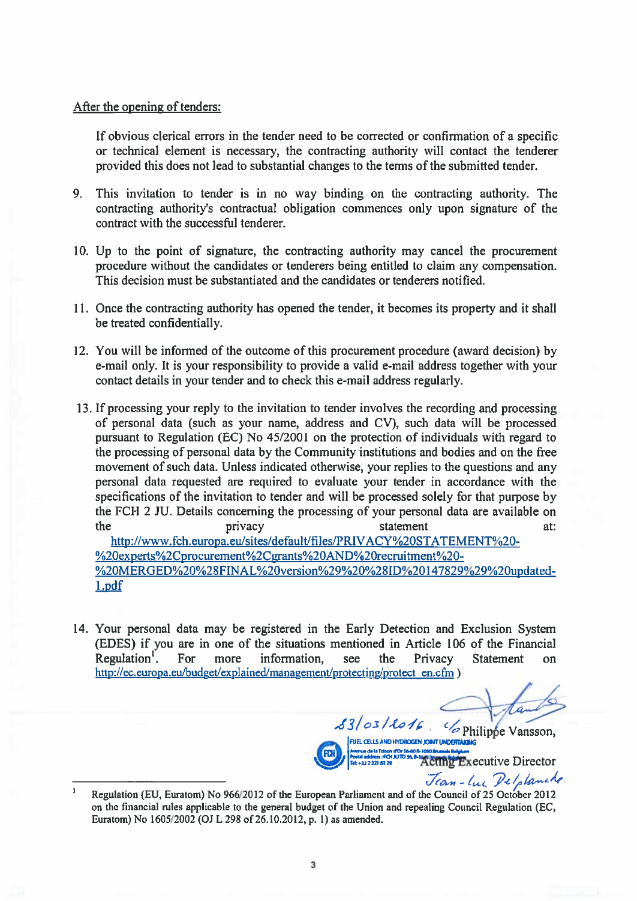After the opening of tenders:

If obvious clerical errors in the tender need to be corrected or confirmation of a specific or technical element is necessary, the contracting authority will contact the tenderer provided this does not lead to substantial changes to the terms of the submitted tender.

9. This invitation to tender is in no way binding on the contracting authority. The contracting authority's contractual obligation commences only upon signature of the contract with the successful tenderer.

10. Up to the point of signature, the contracting authority may cancel the procurement procedure without the candidates or tenderers being entitled to claim any compensation. This decision must be substantiated and the candidates or tenderers notified.

11. Once the contracting authority has opened the tender, it becomes its property and it shall be treated confidentially.

12. You will be informed of the outcome of this procurement procedure (award decision) by e-mail only. It is your responsibility to provide a valid e-mail address together with your contact details in your tender and to check this e-mail address regularly.

13. If processing your reply to the invitation to tender involves the recording and processing of personal data (such as your name, address and CV), such data will be processed pursuant to Regulation (EC) No 45/2001 on the protection of individuals with regard to the processing of personal data by the Community institutions and bodies and on the free movement of such data. Unless indicated otherwise, your replies to the questions and any personal data requested are required to evaluate your tender in accordance with the specifications of the invitation to tender and will be processed solely for that purpose by the FCH 2 JU. Details concerning the processing of your personal data are available on the privacy statement at: http://www.fch.europa.eu/sites/default/files/PRIVACY%20STATEMENT%20-%20experts%2Cprocurement%2Cgrants%20AND%20recruitment%20-%20MERGED%20%28FINAL%20version%29%20%28ID%20147829%29%20updated-1.pdf

14. Your personal data may be registered in the Early Detection and Exclusion System (EDES) if you are in one of the situations mentioned in Article 106 of the Financial Regulation[1]. For more information, see the Privacy Statement on http://ec.europa.eu/budget/explained/management/protecting/protect_en.cfm )

23/03/2016 c/o Philippe Vansson,

FUEL CELLS AND HYDROGEN JOINT UNDERTAKING

Acting Executive Director

Jean-Luc Delplancke

[1] Regulation (EU, Euratom) No 966/2012 of the European Parliament and of the Council of 25 October 2012 on the financial rules applicable to the general budget of the Union and repealing Council Regulation (EC, Euratom) No 1605/2002 (OJ L 298 of 26.10.2012, p. 1) as amended.